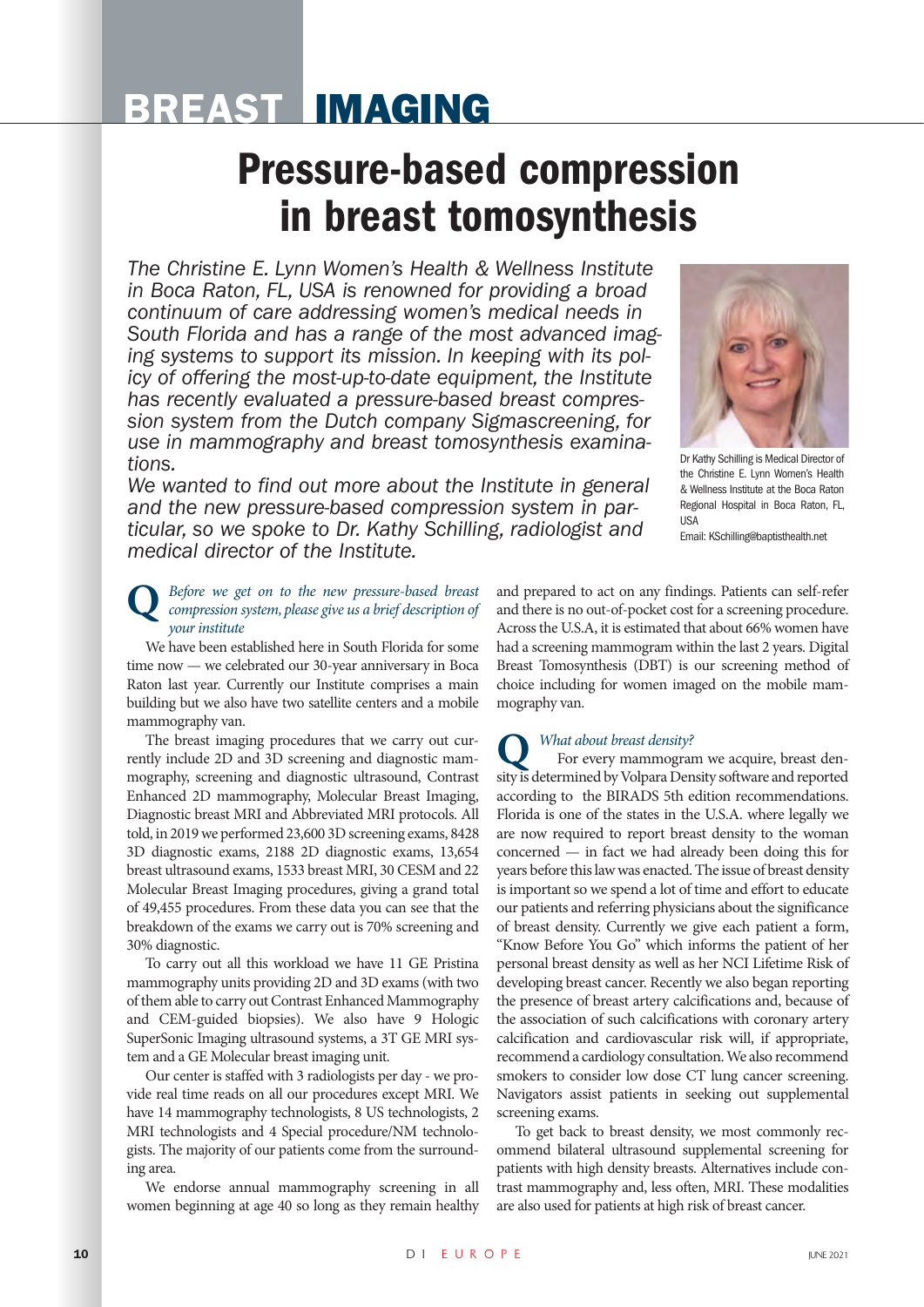# BREAST IMAGING

## Pressure-based compression in breast tomosynthesis

*The Christine E. Lynn Women's Health & Wellness Institute in Boca Raton, FL, USA is renowned for providing a broad continuum of care addressing women's medical needs in South Florida and has a range of the most advanced imaging systems to support its mission. In keeping with its policy of offering the most-up-to-date equipment, the Institute has recently evaluated a pressure-based breast compression system from the Dutch company Sigmascreening, for use in mammography and breast tomosynthesis examinations.*

*We wanted to find out more about the Institute in general and the new pressure-based compression system in particular, so we spoke to Dr. Kathy Schilling, radiologist and medical director of the Institute.*

Dr Kathy Schilling is Medical Director of the Christine E. Lynn Women's Health & Wellness Institute at the Boca Raton Regional Hospital in Boca Raton, FL, USA

Email: KSchilling@baptisthealth.net

**Q** *Before we get on to the new pressure-based breast compression system, please give us a brief description of your institute*

We have been established here in South Florida for some time now — we celebrated our 30-year anniversary in Boca Raton last year. Currently our Institute comprises a main building but we also have two satellite centers and a mobile mammography van.

The breast imaging procedures that we carry out currently include 2D and 3D screening and diagnostic mammography, screening and diagnostic ultrasound, Contrast Enhanced 2D mammography, Molecular Breast Imaging, Diagnostic breast MRI and Abbreviated MRI protocols. All told, in 2019 we performed 23,600 3D screening exams, 8428 3D diagnostic exams, 2188 2D diagnostic exams, 13,654 breast ultrasound exams, 1533 breast MRI, 30 CESM and 22 Molecular Breast Imaging procedures, giving a grand total of 49,455 procedures. From these data you can see that the breakdown of the exams we carry out is 70% screening and 30% diagnostic.

To carry out all this workload we have 11 GE Pristina mammography units providing 2D and 3D exams (with two of them able to carry out Contrast Enhanced Mammography and CEM-guided biopsies). We also have 9 Hologic SuperSonic Imaging ultrasound systems, a 3T GE MRI system and a GE Molecular breast imaging unit.

Our center is staffed with 3 radiologists per day - we provide real time reads on all our procedures except MRI. We have 14 mammography technologists, 8 US technologists, 2 MRI technologists and 4 Special procedure/NM technologists. The majority of our patients come from the surrounding area.

We endorse annual mammography screening in all women beginning at age 40 so long as they remain healthy and prepared to act on any findings. Patients can self-refer and there is no out-of-pocket cost for a screening procedure. Across the U.S.A, it is estimated that about 66% women have had a screening mammogram within the last 2 years. Digital Breast Tomosynthesis (DBT) is our screening method of choice including for women imaged on the mobile mammography van.

**Q** *What about breast density?*

For every mammogram we acquire, breast density is determined by Volpara Density software and reported according to the BIRADS 5th edition recommendations. Florida is one of the states in the U.S.A. where legally we are now required to report breast density to the woman concerned — in fact we had already been doing this for years before this law was enacted. The issue of breast density is important so we spend a lot of time and effort to educate our patients and referring physicians about the significance of breast density. Currently we give each patient a form, "Know Before You Go" which informs the patient of her personal breast density as well as her NCI Lifetime Risk of developing breast cancer. Recently we also began reporting the presence of breast artery calcifications and, because of the association of such calcifications with coronary artery calcification and cardiovascular risk will, if appropriate, recommend a cardiology consultation. We also recommend smokers to consider low dose CT lung cancer screening. Navigators assist patients in seeking out supplemental screening exams.

To get back to breast density, we most commonly recommend bilateral ultrasound supplemental screening for patients with high density breasts. Alternatives include contrast mammography and, less often, MRI. These modalities are also used for patients at high risk of breast cancer.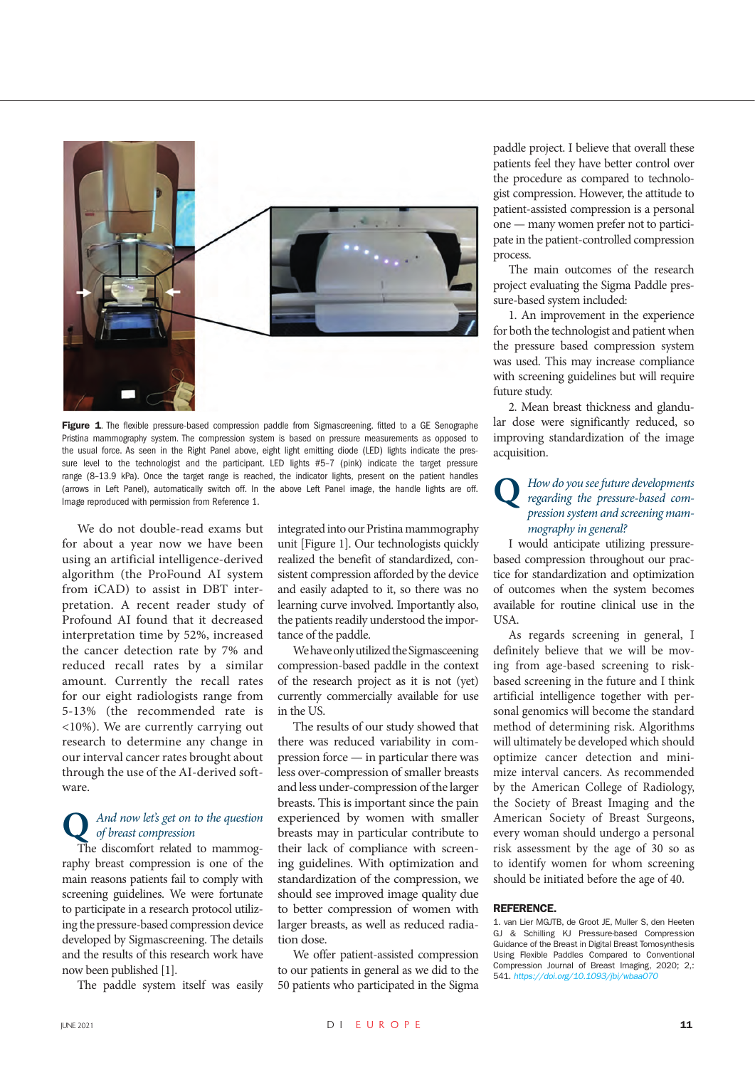**Figure 1.** The flexible pressure-based compression paddle from Sigmascreening. fitted to a GE Senographe Pristina mammography system. The compression system is based on pressure measurements as opposed to the usual force. As seen in the Right Panel above, eight light emitting diode (LED) lights indicate the pressure level to the technologist and the participant. LED lights #5–7 (pink) indicate the target pressure range (8–13.9 kPa). Once the target range is reached, the indicator lights, present on the patient handles (arrows in Left Panel), automatically switch off. In the above Left Panel image, the handle lights are off. Image reproduced with permission from Reference 1.

We do not double-read exams but for about a year now we have been using an artificial intelligence-derived algorithm (the ProFound AI system from iCAD) to assist in DBT interpretation. A recent reader study of Profound AI found that it decreased interpretation time by 52%, increased the cancer detection rate by 7% and reduced recall rates by a similar amount. Currently the recall rates for our eight radiologists range from 5-13% (the recommended rate is <10%). We are currently carrying out research to determine any change in our interval cancer rates brought about through the use of the AI-derived software.

### *And now let's get on to the question of breast compression*

The discomfort related to mammography breast compression is one of the main reasons patients fail to comply with screening guidelines. We were fortunate to participate in a research protocol utilizing the pressure-based compression device developed by Sigmascreening. The details and the results of this research work have now been published [1].

The paddle system itself was easily integrated into our Pristina mammography unit [Figure 1]. Our technologists quickly realized the benefit of standardized, consistent compression afforded by the device and easily adapted to it, so there was no learning curve involved. Importantly also, the patients readily understood the importance of the paddle.

We have only utilized the Sigmasceening compression-based paddle in the context of the research project as it is not (yet) currently commercially available for use in the US.

The results of our study showed that there was reduced variability in compression force — in particular there was less over-compression of smaller breasts and less under-compression of the larger breasts. This is important since the pain experienced by women with smaller breasts may in particular contribute to their lack of compliance with screening guidelines. With optimization and standardization of the compression, we should see improved image quality due to better compression of women with larger breasts, as well as reduced radiation dose.

We offer patient-assisted compression to our patients in general as we did to the 50 patients who participated in the Sigma paddle project. I believe that overall these patients feel they have better control over the procedure as compared to technologist compression. However, the attitude to patient-assisted compression is a personal one — many women prefer not to participate in the patient-controlled compression process.

The main outcomes of the research project evaluating the Sigma Paddle pressure-based system included:

1. An improvement in the experience for both the technologist and patient when the pressure based compression system was used. This may increase compliance with screening guidelines but will require future study.

2. Mean breast thickness and glandular dose were significantly reduced, so improving standardization of the image acquisition.

### *How do you see future developments regarding the pressure-based compression system and screening mammography in general?*

I would anticipate utilizing pressure-based compression throughout our practice for standardization and optimization of outcomes when the system becomes available for routine clinical use in the USA.

As regards screening in general, I definitely believe that we will be moving from age-based screening to risk-based screening in the future and I think artificial intelligence together with personal genomics will become the standard method of determining risk. Algorithms will ultimately be developed which should optimize cancer detection and minimize interval cancers. As recommended by the American College of Radiology, the Society of Breast Imaging and the American Society of Breast Surgeons, every woman should undergo a personal risk assessment by the age of 30 so as to identify women for whom screening should be initiated before the age of 40.

## REFERENCE.

1. van Lier MGJTB, de Groot JE, Muller S, den Heeten GJ & Schilling KJ Pressure-based Compression Guidance of the Breast in Digital Breast Tomosynthesis Using Flexible Paddles Compared to Conventional Compression Journal of Breast Imaging, 2020; 2,: 541. *https://doi.org/10.1093/jbi/wbaa070*